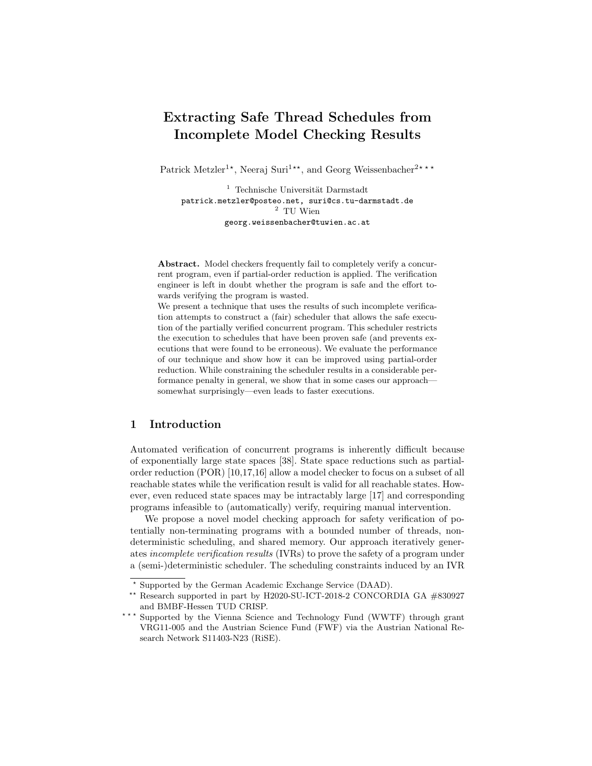# Extracting Safe Thread Schedules from Incomplete Model Checking Results

Patrick Metzler[1⋆], Neeraj Suri[1⋆⋆], and Georg Weissenbacher[2⋆⋆⋆]

[1] Technische Universität Darmstadt
patrick.metzler@posteo.net, suri@cs.tu-darmstadt.de
[2] TU Wien
georg.weissenbacher@tuwien.ac.at

**Abstract.** Model checkers frequently fail to completely verify a concurrent program, even if partial-order reduction is applied. The verification engineer is left in doubt whether the program is safe and the effort towards verifying the program is wasted.
We present a technique that uses the results of such incomplete verification attempts to construct a (fair) scheduler that allows the safe execution of the partially verified concurrent program. This scheduler restricts the execution to schedules that have been proven safe (and prevents executions that were found to be erroneous). We evaluate the performance of our technique and show how it can be improved using partial-order reduction. While constraining the scheduler results in a considerable performance penalty in general, we show that in some cases our approach—somewhat surprisingly—even leads to faster executions.

## 1 Introduction

Automated verification of concurrent programs is inherently difficult because of exponentially large state spaces [38]. State space reductions such as partial-order reduction (POR) [10,17,16] allow a model checker to focus on a subset of all reachable states while the verification result is valid for all reachable states. However, even reduced state spaces may be intractably large [17] and corresponding programs infeasible to (automatically) verify, requiring manual intervention.

We propose a novel model checking approach for safety verification of potentially non-terminating programs with a bounded number of threads, nondeterministic scheduling, and shared memory. Our approach iteratively generates *incomplete verification results* (IVRs) to prove the safety of a program under a (semi-)deterministic scheduler. The scheduling constraints induced by an IVR

⋆ Supported by the German Academic Exchange Service (DAAD).

⋆⋆ Research supported in part by H2020-SU-ICT-2018-2 CONCORDIA GA #830927 and BMBF-Hessen TUD CRISP.

⋆⋆⋆ Supported by the Vienna Science and Technology Fund (WWTF) through grant VRG11-005 and the Austrian Science Fund (FWF) via the Austrian National Research Network S11403-N23 (RiSE).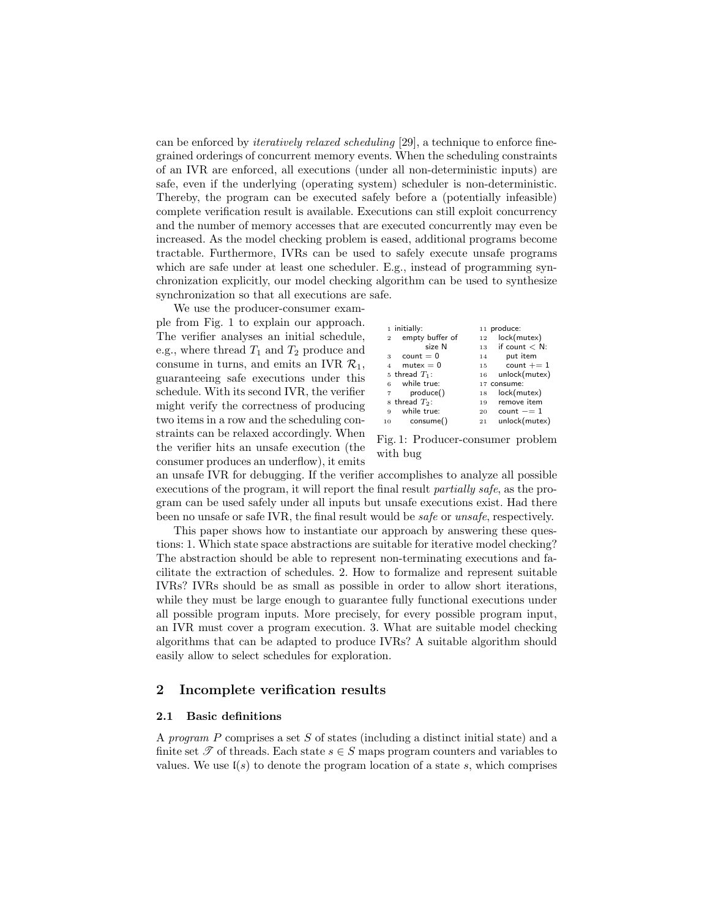can be enforced by *iteratively relaxed scheduling* [29], a technique to enforce fine-grained orderings of concurrent memory events. When the scheduling constraints of an IVR are enforced, all executions (under all non-deterministic inputs) are safe, even if the underlying (operating system) scheduler is non-deterministic. Thereby, the program can be executed safely before a (potentially infeasible) complete verification result is available. Executions can still exploit concurrency and the number of memory accesses that are executed concurrently may even be increased. As the model checking problem is eased, additional programs become tractable. Furthermore, IVRs can be used to safely execute unsafe programs which are safe under at least one scheduler. E.g., instead of programming synchronization explicitly, our model checking algorithm can be used to synthesize synchronization so that all executions are safe.

We use the producer-consumer example from Fig. 1 to explain our approach. The verifier analyses an initial schedule, e.g., where thread $T_1$ and $T_2$ produce and consume in turns, and emits an IVR $\mathcal{R}_1$, guaranteeing safe executions under this schedule. With its second IVR, the verifier might verify the correctness of producing two items in a row and the scheduling constraints can be relaxed accordingly. When the verifier hits an unsafe execution (the consumer produces an underflow), it emits an unsafe IVR for debugging. If the verifier accomplishes to analyze all possible executions of the program, it will report the final result *partially safe*, as the program can be used safely under all inputs but unsafe executions exist. Had there been no unsafe or safe IVR, the final result would be *safe* or *unsafe*, respectively.

```
1  initially:                  11 produce:
2    empty buffer of           12   lock(mutex)
       size N                  13   if count < N:
3    count = 0                 14     put item
4    mutex = 0                 15     count += 1
5  thread T1:                  16   unlock(mutex)
6    while true:               17 consume:
7      produce()               18   lock(mutex)
8  thread T2:                  19   remove item
9    while true:               20   count −= 1
10     consume()               21   unlock(mutex)
```

Fig. 1: Producer-consumer problem with bug

This paper shows how to instantiate our approach by answering these questions: 1. Which state space abstractions are suitable for iterative model checking? The abstraction should be able to represent non-terminating executions and facilitate the extraction of schedules. 2. How to formalize and represent suitable IVRs? IVRs should be as small as possible in order to allow short iterations, while they must be large enough to guarantee fully functional executions under all possible program inputs. More precisely, for every possible program input, an IVR must cover a program execution. 3. What are suitable model checking algorithms that can be adapted to produce IVRs? A suitable algorithm should easily allow to select schedules for exploration.

## 2 Incomplete verification results

### 2.1 Basic definitions

A *program* $P$ comprises a set $S$ of states (including a distinct initial state) and a finite set $\mathscr{T}$ of threads. Each state $s \in S$ maps program counters and variables to values. We use $\mathsf{l}(s)$ to denote the program location of a state $s$, which comprises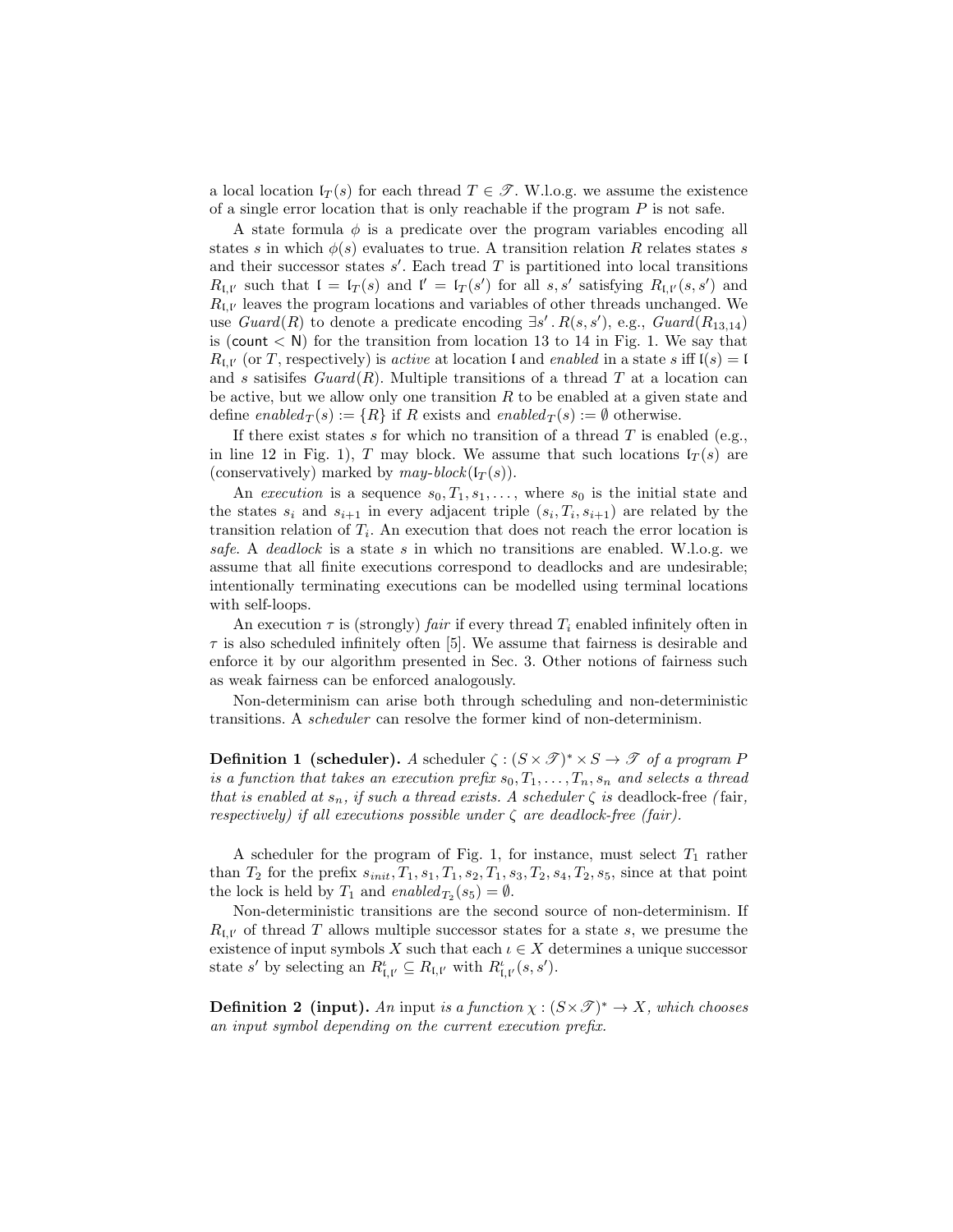a local location $\mathfrak{l}_T(s)$ for each thread $T \in \mathscr{T}$. W.l.o.g. we assume the existence of a single error location that is only reachable if the program $P$ is not safe.

A state formula $\phi$ is a predicate over the program variables encoding all states $s$ in which $\phi(s)$ evaluates to true. A transition relation $R$ relates states $s$ and their successor states $s'$. Each tread $T$ is partitioned into local transitions $R_{\mathfrak{l},\mathfrak{l}'}$ such that $\mathfrak{l} = \mathfrak{l}_T(s)$ and $\mathfrak{l}' = \mathfrak{l}_T(s')$ for all $s, s'$ satisfying $R_{\mathfrak{l},\mathfrak{l}'}(s, s')$ and $R_{\mathfrak{l},\mathfrak{l}'}$ leaves the program locations and variables of other threads unchanged. We use *Guard*$(R)$ to denote a predicate encoding $\exists s' . R(s, s')$, e.g., *Guard*$(R_{13,14})$ is $(\mathsf{count} < \mathsf{N})$ for the transition from location 13 to 14 in Fig. 1. We say that $R_{\mathfrak{l},\mathfrak{l}'}$ (or $T$, respectively) is *active* at location $\mathfrak{l}$ and *enabled* in a state $s$ iff $\mathfrak{l}(s) = \mathfrak{l}$ and $s$ satisifes *Guard*$(R)$. Multiple transitions of a thread $T$ at a location can be active, but we allow only one transition $R$ to be enabled at a given state and define $enabled_T(s) := \{R\}$ if $R$ exists and $enabled_T(s) := \emptyset$ otherwise.

If there exist states $s$ for which no transition of a thread $T$ is enabled (e.g., in line 12 in Fig. 1), $T$ may block. We assume that such locations $\mathfrak{l}_T(s)$ are (conservatively) marked by *may-block*$(\mathfrak{l}_T(s))$.

An *execution* is a sequence $s_0, T_1, s_1, \ldots$, where $s_0$ is the initial state and the states $s_i$ and $s_{i+1}$ in every adjacent triple $(s_i, T_i, s_{i+1})$ are related by the transition relation of $T_i$. An execution that does not reach the error location is *safe*. A *deadlock* is a state $s$ in which no transitions are enabled. W.l.o.g. we assume that all finite executions correspond to deadlocks and are undesirable; intentionally terminating executions can be modelled using terminal locations with self-loops.

An execution $\tau$ is (strongly) *fair* if every thread $T_i$ enabled infinitely often in $\tau$ is also scheduled infinitely often [5]. We assume that fairness is desirable and enforce it by our algorithm presented in Sec. 3. Other notions of fairness such as weak fairness can be enforced analogously.

Non-determinism can arise both through scheduling and non-deterministic transitions. A *scheduler* can resolve the former kind of non-determinism.

**Definition 1 (scheduler).** *A* scheduler $\zeta : (S \times \mathscr{T})^* \times S \to \mathscr{T}$ *of a program* $P$ *is a function that takes an execution prefix* $s_0, T_1, \ldots, T_n, s_n$ *and selects a thread that is enabled at* $s_n$*, if such a thread exists. A scheduler* $\zeta$ *is* deadlock-free *(*fair*, respectively) if all executions possible under* $\zeta$ *are deadlock-free (fair).*

A scheduler for the program of Fig. 1, for instance, must select $T_1$ rather than $T_2$ for the prefix $s_{init}, T_1, s_1, T_1, s_2, T_1, s_3, T_2, s_4, T_2, s_5$, since at that point the lock is held by $T_1$ and $enabled_{T_2}(s_5) = \emptyset$.

Non-deterministic transitions are the second source of non-determinism. If $R_{\mathfrak{l},\mathfrak{l}'}$ of thread $T$ allows multiple successor states for a state $s$, we presume the existence of input symbols $X$ such that each $\iota \in X$ determines a unique successor state $s'$ by selecting an $R^{\iota}_{\mathfrak{l},\mathfrak{l}'} \subseteq R_{\mathfrak{l},\mathfrak{l}'}$ with $R^{\iota}_{\mathfrak{l},\mathfrak{l}'}(s, s')$.

**Definition 2 (input).** *An* input *is a function* $\chi : (S \times \mathscr{T})^* \to X$*, which chooses an input symbol depending on the current execution prefix.*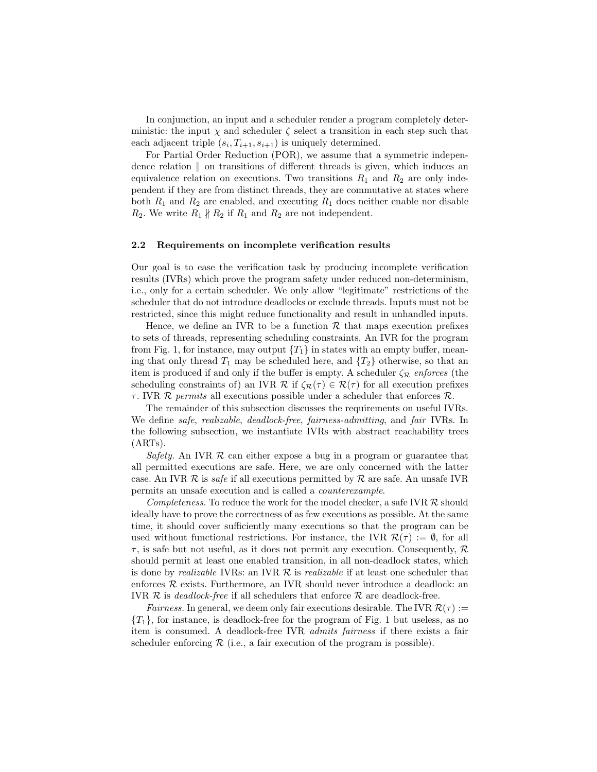In conjunction, an input and a scheduler render a program completely deterministic: the input $\chi$ and scheduler $\zeta$ select a transition in each step such that each adjacent triple $(s_i, T_{i+1}, s_{i+1})$ is uniquely determined.

For Partial Order Reduction (POR), we assume that a symmetric independence relation $\parallel$ on transitions of different threads is given, which induces an equivalence relation on executions. Two transitions $R_1$ and $R_2$ are only independent if they are from distinct threads, they are commutative at states where both $R_1$ and $R_2$ are enabled, and executing $R_1$ does neither enable nor disable $R_2$. We write $R_1 \nparallel R_2$ if $R_1$ and $R_2$ are not independent.

### 2.2 Requirements on incomplete verification results

Our goal is to ease the verification task by producing incomplete verification results (IVRs) which prove the program safety under reduced non-determinism, i.e., only for a certain scheduler. We only allow "legitimate" restrictions of the scheduler that do not introduce deadlocks or exclude threads. Inputs must not be restricted, since this might reduce functionality and result in unhandled inputs.

Hence, we define an IVR to be a function $\mathcal{R}$ that maps execution prefixes to sets of threads, representing scheduling constraints. An IVR for the program from Fig. 1, for instance, may output $\{T_1\}$ in states with an empty buffer, meaning that only thread $T_1$ may be scheduled here, and $\{T_2\}$ otherwise, so that an item is produced if and only if the buffer is empty. A scheduler $\zeta_\mathcal{R}$ *enforces* (the scheduling constraints of) an IVR $\mathcal{R}$ if $\zeta_\mathcal{R}(\tau) \in \mathcal{R}(\tau)$ for all execution prefixes $\tau$. IVR $\mathcal{R}$ *permits* all executions possible under a scheduler that enforces $\mathcal{R}$.

The remainder of this subsection discusses the requirements on useful IVRs. We define *safe*, *realizable*, *deadlock-free*, *fairness-admitting*, and *fair* IVRs. In the following subsection, we instantiate IVRs with abstract reachability trees (ARTs).

*Safety.* An IVR $\mathcal{R}$ can either expose a bug in a program or guarantee that all permitted executions are safe. Here, we are only concerned with the latter case. An IVR $\mathcal{R}$ is *safe* if all executions permitted by $\mathcal{R}$ are safe. An unsafe IVR permits an unsafe execution and is called a *counterexample*.

*Completeness.* To reduce the work for the model checker, a safe IVR $\mathcal{R}$ should ideally have to prove the correctness of as few executions as possible. At the same time, it should cover sufficiently many executions so that the program can be used without functional restrictions. For instance, the IVR $\mathcal{R}(\tau) := \emptyset$, for all $\tau$, is safe but not useful, as it does not permit any execution. Consequently, $\mathcal{R}$ should permit at least one enabled transition, in all non-deadlock states, which is done by *realizable* IVRs: an IVR $\mathcal{R}$ is *realizable* if at least one scheduler that enforces $\mathcal{R}$ exists. Furthermore, an IVR should never introduce a deadlock: an IVR $\mathcal{R}$ is *deadlock-free* if all schedulers that enforce $\mathcal{R}$ are deadlock-free.

*Fairness.* In general, we deem only fair executions desirable. The IVR $\mathcal{R}(\tau) := \{T_1\}$, for instance, is deadlock-free for the program of Fig. 1 but useless, as no item is consumed. A deadlock-free IVR *admits fairness* if there exists a fair scheduler enforcing $\mathcal{R}$ (i.e., a fair execution of the program is possible).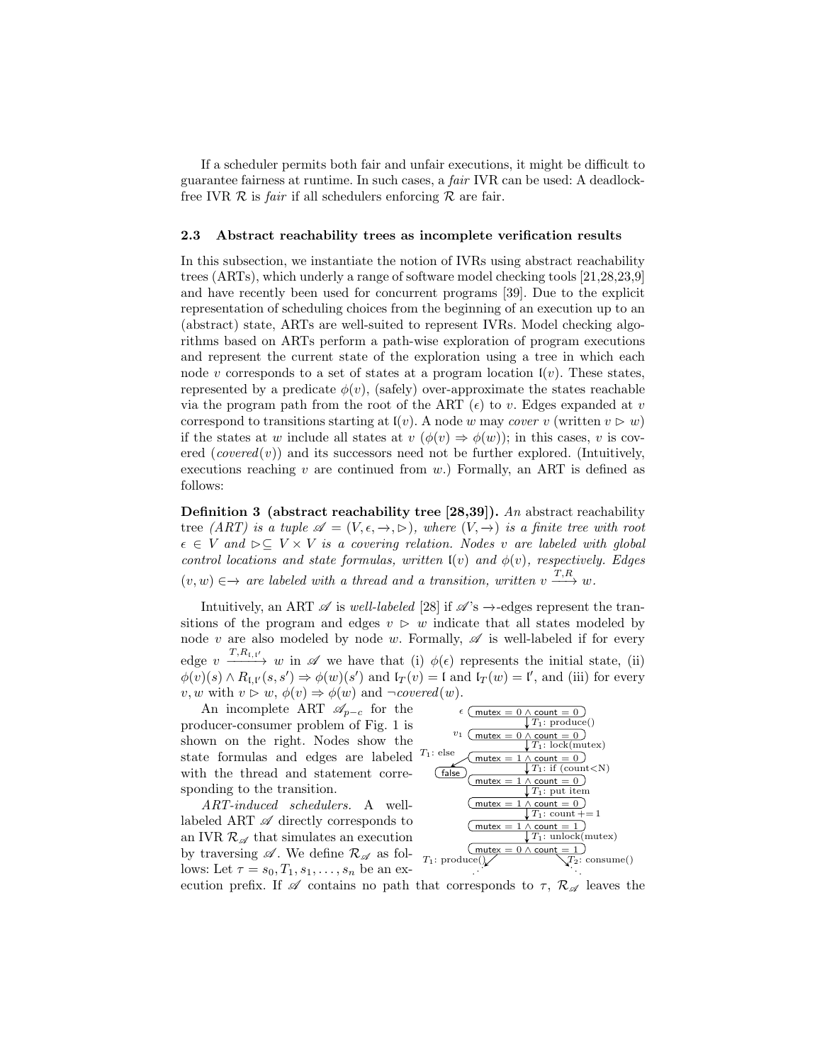If a scheduler permits both fair and unfair executions, it might be difficult to guarantee fairness at runtime. In such cases, a *fair* IVR can be used: A deadlock-free IVR $\mathcal{R}$ is *fair* if all schedulers enforcing $\mathcal{R}$ are fair.

### 2.3 Abstract reachability trees as incomplete verification results

In this subsection, we instantiate the notion of IVRs using abstract reachability trees (ARTs), which underly a range of software model checking tools [21,28,23,9] and have recently been used for concurrent programs [39]. Due to the explicit representation of scheduling choices from the beginning of an execution up to an (abstract) state, ARTs are well-suited to represent IVRs. Model checking algorithms based on ARTs perform a path-wise exploration of program executions and represent the current state of the exploration using a tree in which each node $v$ corresponds to a set of states at a program location $\mathfrak{l}(v)$. These states, represented by a predicate $\phi(v)$, (safely) over-approximate the states reachable via the program path from the root of the ART ($\epsilon$) to $v$. Edges expanded at $v$ correspond to transitions starting at $\mathfrak{l}(v)$. A node $w$ may *cover* $v$ (written $v \rhd w$) if the states at $w$ include all states at $v$ ($\phi(v) \Rightarrow \phi(w)$); in this cases, $v$ is covered (*covered*($v$)) and its successors need not be further explored. (Intuitively, executions reaching $v$ are continued from $w$.) Formally, an ART is defined as follows:

**Definition 3 (abstract reachability tree [28,39]).** *An* abstract reachability tree *(ART) is a tuple $\mathscr{A} = (V, \epsilon, \rightarrow, \rhd)$, where $(V, \rightarrow)$ is a finite tree with root $\epsilon \in V$ and $\rhd \subseteq V \times V$ is a covering relation. Nodes $v$ are labeled with global control locations and state formulas, written $\mathfrak{l}(v)$ and $\phi(v)$, respectively. Edges $(v, w) \in \rightarrow$ are labeled with a thread and a transition, written $v \xrightarrow{T,R} w$.*

Intuitively, an ART $\mathscr{A}$ is *well-labeled* [28] if $\mathscr{A}$'s $\rightarrow$-edges represent the transitions of the program and edges $v \rhd w$ indicate that all states modeled by node $v$ are also modeled by node $w$. Formally, $\mathscr{A}$ is well-labeled if for every edge $v \xrightarrow{T,R_{\mathfrak{l},\mathfrak{l}'}} w$ in $\mathscr{A}$ we have that (i) $\phi(\epsilon)$ represents the initial state, (ii) $\phi(v)(s) \wedge R_{\mathfrak{l},\mathfrak{l}'}(s, s') \Rightarrow \phi(w)(s')$ and $\mathfrak{l}_T(v) = \mathfrak{l}$ and $\mathfrak{l}_T(w) = \mathfrak{l}'$, and (iii) for every $v, w$ with $v \rhd w$, $\phi(v) \Rightarrow \phi(w)$ and $\neg covered(w)$.

An incomplete ART $\mathscr{A}_{p-c}$ for the producer-consumer problem of Fig. 1 is shown on the right. Nodes show the state formulas and edges are labeled with the thread and statement corresponding to the transition.

*ART-induced schedulers.* A well-labeled ART $\mathscr{A}$ directly corresponds to an IVR $\mathcal{R}_{\mathscr{A}}$ that simulates an execution by traversing $\mathscr{A}$. We define $\mathcal{R}_{\mathscr{A}}$ as follows: Let $\tau = s_0, T_1, s_1, \ldots, s_n$ be an execution prefix. If $\mathscr{A}$ contains no path that corresponds to $\tau$, $\mathcal{R}_{\mathscr{A}}$ leaves the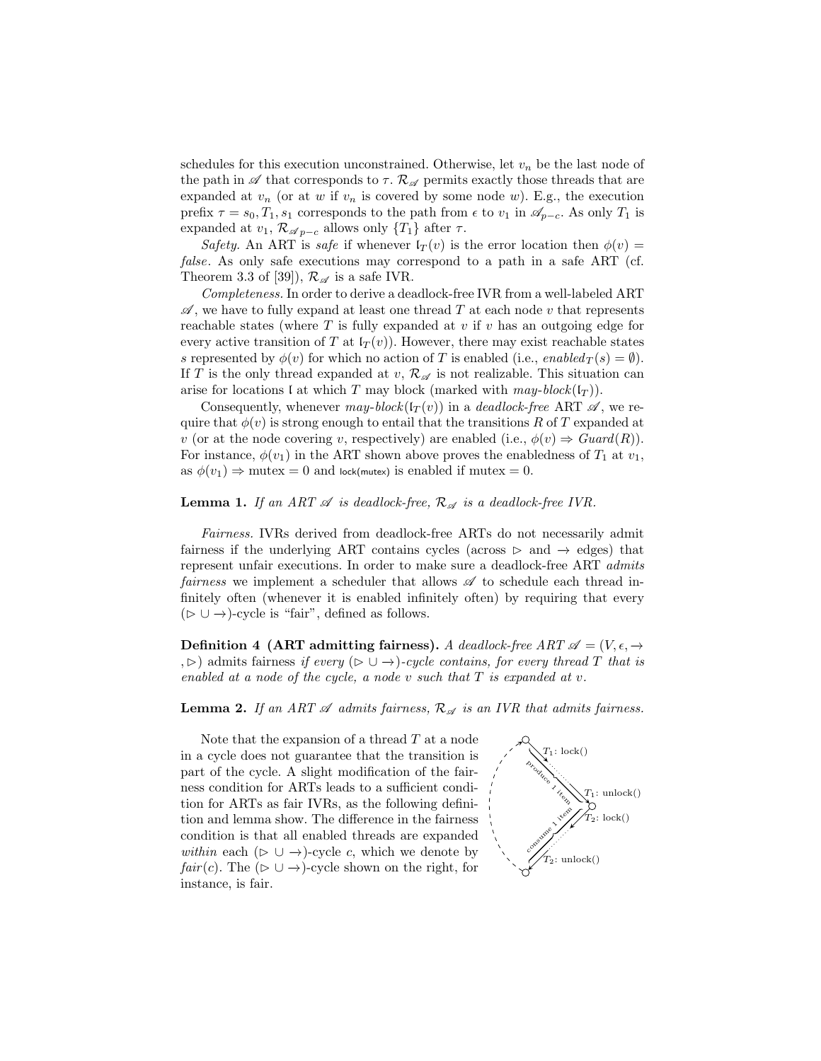schedules for this execution unconstrained. Otherwise, let $v_n$ be the last node of the path in $\mathscr{A}$ that corresponds to $\tau$. $\mathcal{R}_{\mathscr{A}}$ permits exactly those threads that are expanded at $v_n$ (or at $w$ if $v_n$ is covered by some node $w$). E.g., the execution prefix $\tau = s_0, T_1, s_1$ corresponds to the path from $\epsilon$ to $v_1$ in $\mathscr{A}_{p-c}$. As only $T_1$ is expanded at $v_1$, $\mathcal{R}_{\mathscr{A}_{p-c}}$ allows only $\{T_1\}$ after $\tau$.

*Safety.* An ART is *safe* if whenever $\mathfrak{l}_T(v)$ is the error location then $\phi(v) = \mathit{false}$. As only safe executions may correspond to a path in a safe ART (cf. Theorem 3.3 of [39]), $\mathcal{R}_{\mathscr{A}}$ is a safe IVR.

*Completeness.* In order to derive a deadlock-free IVR from a well-labeled ART $\mathscr{A}$, we have to fully expand at least one thread $T$ at each node $v$ that represents reachable states (where $T$ is fully expanded at $v$ if $v$ has an outgoing edge for every active transition of $T$ at $\mathfrak{l}_T(v)$). However, there may exist reachable states $s$ represented by $\phi(v)$ for which no action of $T$ is enabled (i.e., $\mathit{enabled}_T(s) = \emptyset$). If $T$ is the only thread expanded at $v$, $\mathcal{R}_{\mathscr{A}}$ is not realizable. This situation can arise for locations $\mathfrak{l}$ at which $T$ may block (marked with $\mathit{may\text{-}block}(\mathfrak{l}_T)$).

Consequently, whenever $\mathit{may\text{-}block}(\mathfrak{l}_T(v))$ in a *deadlock-free* ART $\mathscr{A}$, we require that $\phi(v)$ is strong enough to entail that the transitions $R$ of $T$ expanded at $v$ (or at the node covering $v$, respectively) are enabled (i.e., $\phi(v) \Rightarrow \mathit{Guard}(R)$). For instance, $\phi(v_1)$ in the ART shown above proves the enabledness of $T_1$ at $v_1$, as $\phi(v_1) \Rightarrow \text{mutex} = 0$ and lock(mutex) is enabled if mutex $= 0$.

**Lemma 1.** *If an ART $\mathscr{A}$ is deadlock-free, $\mathcal{R}_{\mathscr{A}}$ is a deadlock-free IVR.*

*Fairness.* IVRs derived from deadlock-free ARTs do not necessarily admit fairness if the underlying ART contains cycles (across $\rhd$ and $\rightarrow$ edges) that represent unfair executions. In order to make sure a deadlock-free ART *admits fairness* we implement a scheduler that allows $\mathscr{A}$ to schedule each thread infinitely often (whenever it is enabled infinitely often) by requiring that every $(\rhd \cup \rightarrow)$-cycle is "fair", defined as follows.

**Definition 4 (ART admitting fairness).** *A deadlock-free ART $\mathscr{A} = (V, \epsilon, \rightarrow, \rhd)$ admits fairness if every $(\rhd \cup \rightarrow)$-cycle contains, for every thread $T$ that is enabled at a node of the cycle, a node $v$ such that $T$ is expanded at $v$.*

**Lemma 2.** *If an ART $\mathscr{A}$ admits fairness, $\mathcal{R}_{\mathscr{A}}$ is an IVR that admits fairness.*

Note that the expansion of a thread $T$ at a node in a cycle does not guarantee that the transition is part of the cycle. A slight modification of the fairness condition for ARTs leads to a sufficient condition for ARTs as fair IVRs, as the following definition and lemma show. The difference in the fairness condition is that all enabled threads are expanded *within* each $(\rhd \cup \rightarrow)$-cycle $c$, which we denote by $\mathit{fair}(c)$. The $(\rhd \cup \rightarrow)$-cycle shown on the right, for instance, is fair.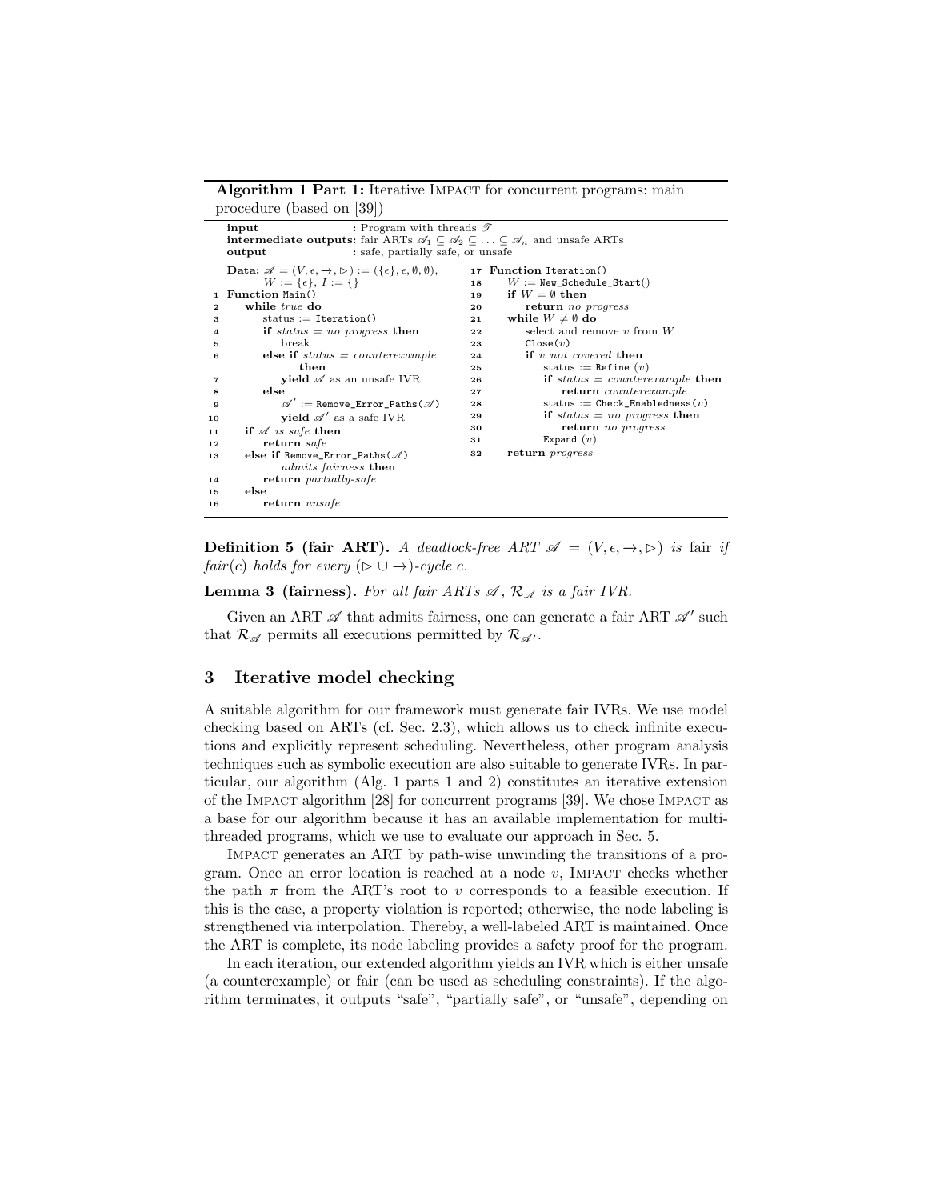**Algorithm 1 Part 1:** Iterative IMPACT for concurrent programs: main procedure (based on [39])

```
input                : Program with threads 𝒯
intermediate outputs: fair ARTs 𝒜1 ⊆ 𝒜2 ⊆ ... ⊆ 𝒜n and unsafe ARTs
output               : safe, partially safe, or unsafe

Data: 𝒜 = (V, ε, →, ▷) := ({ε}, ε, ∅, ∅),
      W := {ε}, I := {}
 1 Function Main()
 2     while true do
 3         status := Iteration()
 4         if status = no progress then
 5             break
 6         else if status = counterexample
               then
 7             yield 𝒜 as an unsafe IVR
 8         else
 9             𝒜' := Remove_Error_Paths(𝒜)
10             yield 𝒜' as a safe IVR
11     if 𝒜 is safe then
12         return safe
13     else if Remove_Error_Paths(𝒜)
           admits fairness then
14         return partially-safe
15     else
16         return unsafe

17 Function Iteration()
18     W := New_Schedule_Start()
19     if W = ∅ then
20         return no progress
21     while W ≠ ∅ do
22         select and remove v from W
23         Close(v)
24         if v not covered then
25             status := Refine (v)
26             if status = counterexample then
27                 return counterexample
28             status := Check_Enabledness(v)
29             if status = no progress then
30                 return no progress
31             Expand (v)
32     return progress
```

**Definition 5 (fair ART).** *A deadlock-free ART* $\mathscr{A} = (V, \epsilon, \rightarrow, \rhd)$ *is* fair *if* $fair(c)$ *holds for every* $(\rhd \cup \rightarrow)$*-cycle* $c$.

**Lemma 3 (fairness).** *For all fair ARTs* $\mathscr{A}$*,* $\mathcal{R}_{\mathscr{A}}$ *is a fair IVR.*

Given an ART $\mathscr{A}$ that admits fairness, one can generate a fair ART $\mathscr{A}'$ such that $\mathcal{R}_{\mathscr{A}}$ permits all executions permitted by $\mathcal{R}_{\mathscr{A}'}$.

## 3 Iterative model checking

A suitable algorithm for our framework must generate fair IVRs. We use model checking based on ARTs (cf. Sec. 2.3), which allows us to check infinite executions and explicitly represent scheduling. Nevertheless, other program analysis techniques such as symbolic execution are also suitable to generate IVRs. In particular, our algorithm (Alg. 1 parts 1 and 2) constitutes an iterative extension of the IMPACT algorithm [28] for concurrent programs [39]. We chose IMPACT as a base for our algorithm because it has an available implementation for multi-threaded programs, which we use to evaluate our approach in Sec. 5.

IMPACT generates an ART by path-wise unwinding the transitions of a program. Once an error location is reached at a node $v$, IMPACT checks whether the path $\pi$ from the ART's root to $v$ corresponds to a feasible execution. If this is the case, a property violation is reported; otherwise, the node labeling is strengthened via interpolation. Thereby, a well-labeled ART is maintained. Once the ART is complete, its node labeling provides a safety proof for the program.

In each iteration, our extended algorithm yields an IVR which is either unsafe (a counterexample) or fair (can be used as scheduling constraints). If the algorithm terminates, it outputs "safe", "partially safe", or "unsafe", depending on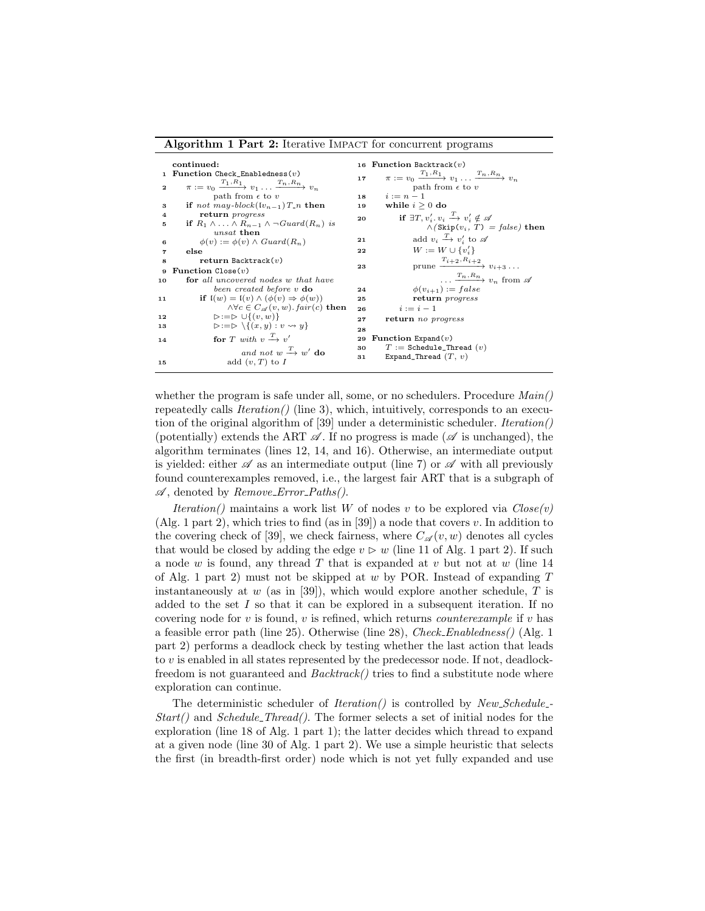**Algorithm 1 Part 2:** Iterative IMPACT for concurrent programs

```
   continued:
1  Function Check_Enabledness(v)
2      π := v_0 --T_1.R_1--> v_1 ... --T_n.R_n--> v_n
           path from ε to v
3      if not may-block(l(v_{n-1}) T_n) then
4          return progress
5      if R_1 ∧ ... ∧ R_{n-1} ∧ ¬Guard(R_n) is
           unsat then
6          φ(v) := φ(v) ∧ Guard(R_n)
7      else
8          return Backtrack(v)
9  Function Close(v)
10     for all uncovered nodes w that have
           been created before v do
11         if l(w) = l(v) ∧ (φ(v) ⇒ φ(w))
               ∧∀c ∈ C_A(v, w). fair(c) then
12             ▷ := ▷ ∪ {(v, w)}
13             ▷ := ▷ \ {(x, y) : v ⇝ y}
14             for T with v --T--> v'
                   and not w --T--> w' do
15                 add (v, T) to I
16 Function Backtrack(v)
17     π := v_0 --T_1.R_1--> v_1 ... --T_n.R_n--> v_n
           path from ε to v
18     i := n − 1
19     while i ≥ 0 do
20         if ∃T, v'_i. v_i --T--> v'_i ∉ A
               ∧(Skip(v_i, T) = false) then
21             add v_i --T--> v'_i to A
22             W := W ∪ {v'_i}
23             prune --T_{i+2}.R_{i+2}--> v_{i+3} ...
                   ... --T_n.R_n--> v_n from A
24             φ(v_{i+1}) := false
25             return progress
26         i := i − 1
27     return no progress
28
29 Function Expand(v)
30     T := Schedule_Thread (v)
31     Expand_Thread (T, v)
```

whether the program is safe under all, some, or no schedulers. Procedure *Main()* repeatedly calls *Iteration()* (line 3), which, intuitively, corresponds to an execution of the original algorithm of [39] under a deterministic scheduler. *Iteration()* (potentially) extends the ART $\mathscr{A}$. If no progress is made ($\mathscr{A}$ is unchanged), the algorithm terminates (lines 12, 14, and 16). Otherwise, an intermediate output is yielded: either $\mathscr{A}$ as an intermediate output (line 7) or $\mathscr{A}$ with all previously found counterexamples removed, i.e., the largest fair ART that is a subgraph of $\mathscr{A}$, denoted by *Remove_Error_Paths()*.

*Iteration()* maintains a work list $W$ of nodes $v$ to be explored via *Close(v)* (Alg. 1 part 2), which tries to find (as in [39]) a node that covers $v$. In addition to the covering check of [39], we check fairness, where $C_{\mathscr{A}}(v, w)$ denotes all cycles that would be closed by adding the edge $v \triangleright w$ (line 11 of Alg. 1 part 2). If such a node $w$ is found, any thread $T$ that is expanded at $v$ but not at $w$ (line 14 of Alg. 1 part 2) must not be skipped at $w$ by POR. Instead of expanding $T$ instantaneously at $w$ (as in [39]), which would explore another schedule, $T$ is added to the set $I$ so that it can be explored in a subsequent iteration. If no covering node for $v$ is found, $v$ is refined, which returns *counterexample* if $v$ has a feasible error path (line 25). Otherwise (line 28), *Check_Enabledness()* (Alg. 1 part 2) performs a deadlock check by testing whether the last action that leads to $v$ is enabled in all states represented by the predecessor node. If not, deadlock-freedom is not guaranteed and *Backtrack()* tries to find a substitute node where exploration can continue.

The deterministic scheduler of *Iteration()* is controlled by *New_Schedule_Start()* and *Schedule_Thread()*. The former selects a set of initial nodes for the exploration (line 18 of Alg. 1 part 1); the latter decides which thread to expand at a given node (line 30 of Alg. 1 part 2). We use a simple heuristic that selects the first (in breadth-first order) node which is not yet fully expanded and use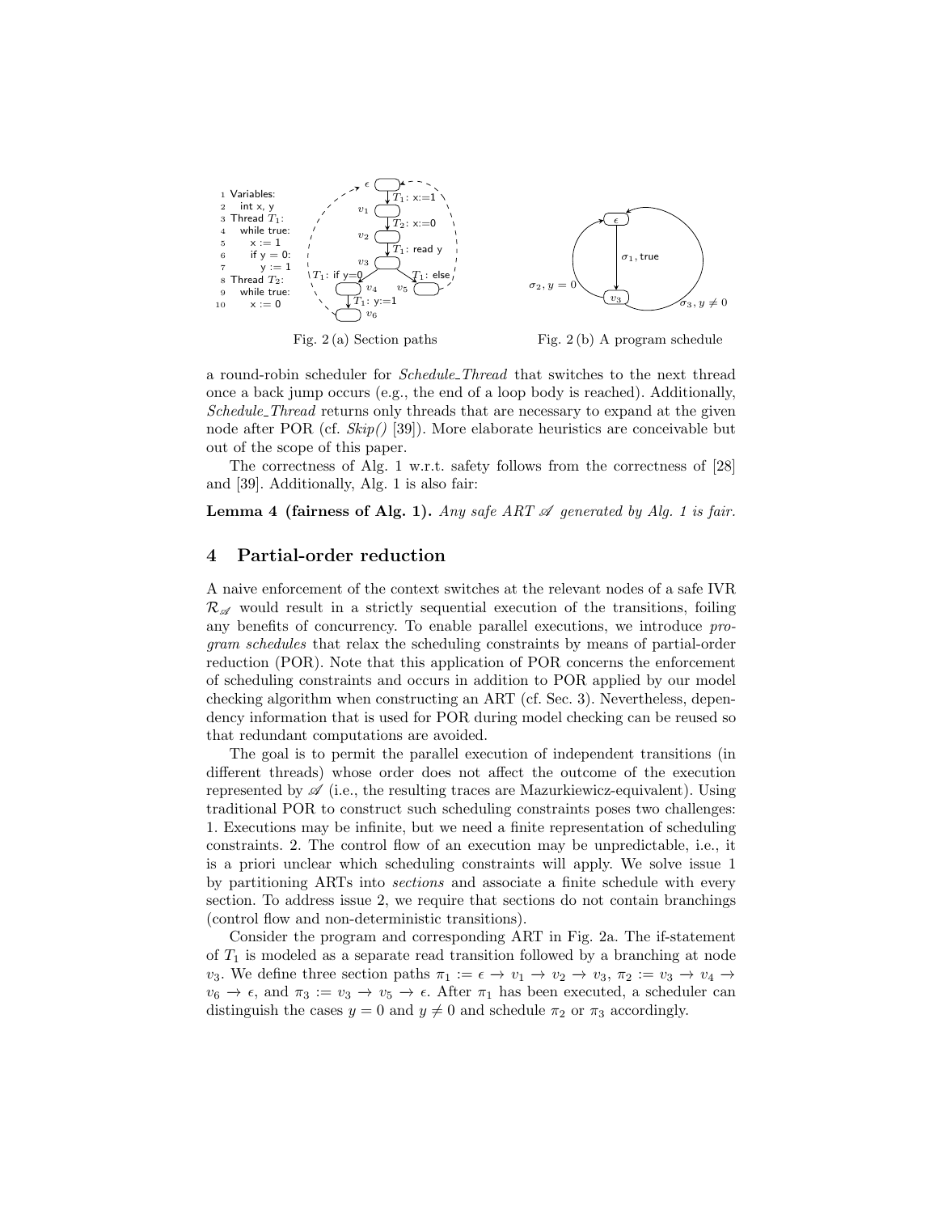```
1  Variables:
2    int x, y
3  Thread T1:
4    while true:
5      x := 1
6      if y = 0:
7        y := 1
8  Thread T2:
9    while true:
10     x := 0
```

Fig. 2 (a) Section paths

Fig. 2 (b) A program schedule

a round-robin scheduler for *Schedule_Thread* that switches to the next thread once a back jump occurs (e.g., the end of a loop body is reached). Additionally, *Schedule_Thread* returns only threads that are necessary to expand at the given node after POR (cf. *Skip()* [39]). More elaborate heuristics are conceivable but out of the scope of this paper.

The correctness of Alg. 1 w.r.t. safety follows from the correctness of [28] and [39]. Additionally, Alg. 1 is also fair:

**Lemma 4 (fairness of Alg. 1).** *Any safe ART $\mathscr{A}$ generated by Alg. 1 is fair.*

## 4 Partial-order reduction

A naive enforcement of the context switches at the relevant nodes of a safe IVR $\mathcal{R}_{\mathscr{A}}$ would result in a strictly sequential execution of the transitions, foiling any benefits of concurrency. To enable parallel executions, we introduce *program schedules* that relax the scheduling constraints by means of partial-order reduction (POR). Note that this application of POR concerns the enforcement of scheduling constraints and occurs in addition to POR applied by our model checking algorithm when constructing an ART (cf. Sec. 3). Nevertheless, dependency information that is used for POR during model checking can be reused so that redundant computations are avoided.

The goal is to permit the parallel execution of independent transitions (in different threads) whose order does not affect the outcome of the execution represented by $\mathscr{A}$ (i.e., the resulting traces are Mazurkiewicz-equivalent). Using traditional POR to construct such scheduling constraints poses two challenges: 1. Executions may be infinite, but we need a finite representation of scheduling constraints. 2. The control flow of an execution may be unpredictable, i.e., it is a priori unclear which scheduling constraints will apply. We solve issue 1 by partitioning ARTs into *sections* and associate a finite schedule with every section. To address issue 2, we require that sections do not contain branchings (control flow and non-deterministic transitions).

Consider the program and corresponding ART in Fig. 2a. The if-statement of $T_1$ is modeled as a separate read transition followed by a branching at node $v_3$. We define three section paths $\pi_1 := \epsilon \to v_1 \to v_2 \to v_3$, $\pi_2 := v_3 \to v_4 \to v_6 \to \epsilon$, and $\pi_3 := v_3 \to v_5 \to \epsilon$. After $\pi_1$ has been executed, a scheduler can distinguish the cases $y = 0$ and $y \neq 0$ and schedule $\pi_2$ or $\pi_3$ accordingly.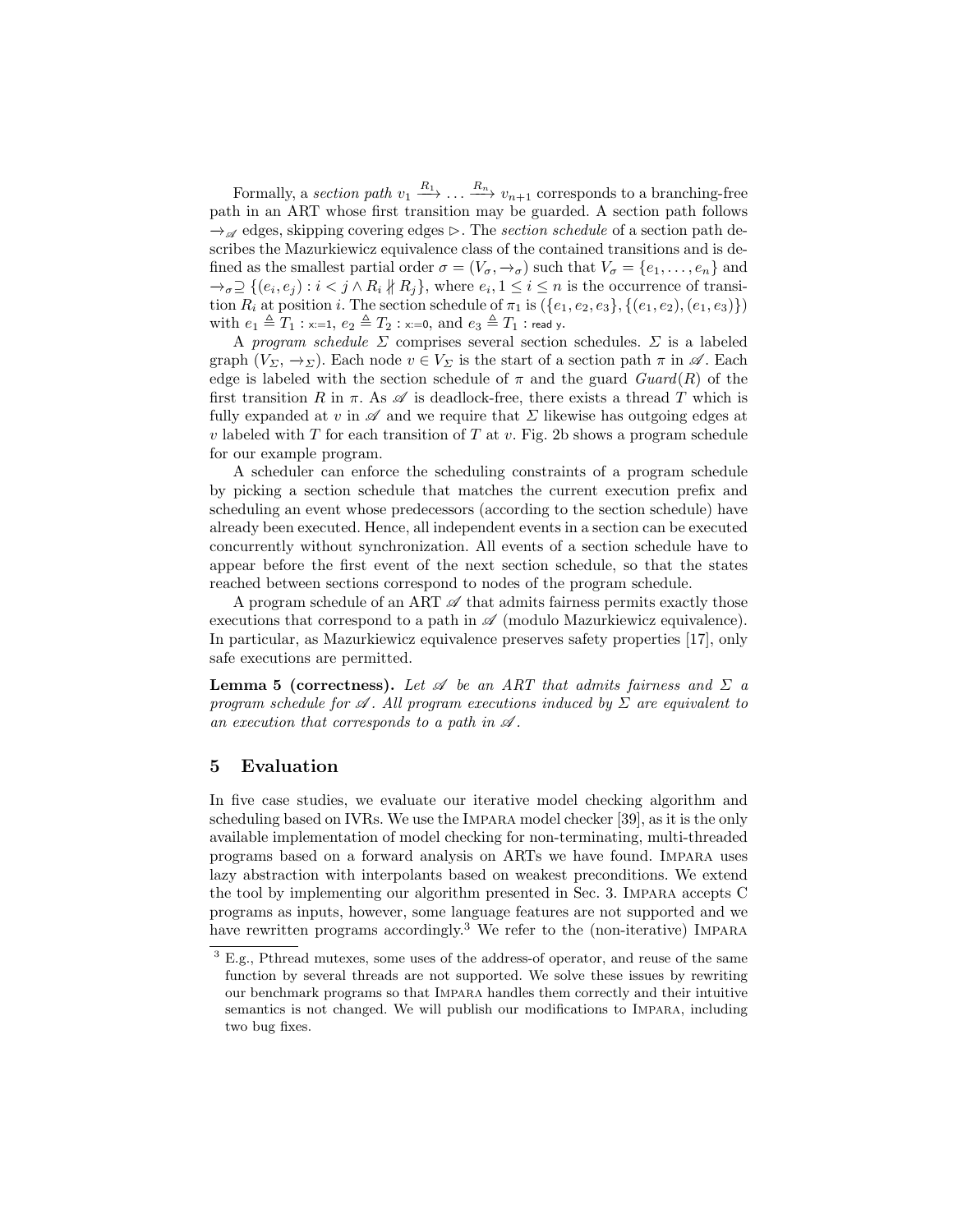Formally, a *section path* $v_1 \xrightarrow{R_1} \ldots \xrightarrow{R_n} v_{n+1}$ corresponds to a branching-free path in an ART whose first transition may be guarded. A section path follows $\rightarrow_{\mathscr{A}}$ edges, skipping covering edges $\triangleright$. The *section schedule* of a section path describes the Mazurkiewicz equivalence class of the contained transitions and is defined as the smallest partial order $\sigma = (V_\sigma, \rightarrow_\sigma)$ such that $V_\sigma = \{e_1, \ldots, e_n\}$ and $\rightarrow_\sigma \supseteq \{(e_i, e_j) : i < j \wedge R_i \nparallel R_j\}$, where $e_i, 1 \leq i \leq n$ is the occurrence of transition $R_i$ at position $i$. The section schedule of $\pi_1$ is $(\{e_1, e_2, e_3\}, \{(e_1, e_2), (e_1, e_3)\})$ with $e_1 \triangleq T_1 :$ `x:=1`, $e_2 \triangleq T_2 :$ `x:=0`, and $e_3 \triangleq T_1 :$ `read y`.

A *program schedule* $\Sigma$ comprises several section schedules. $\Sigma$ is a labeled graph $(V_\Sigma, \rightarrow_\Sigma)$. Each node $v \in V_\Sigma$ is the start of a section path $\pi$ in $\mathscr{A}$. Each edge is labeled with the section schedule of $\pi$ and the guard $Guard(R)$ of the first transition $R$ in $\pi$. As $\mathscr{A}$ is deadlock-free, there exists a thread $T$ which is fully expanded at $v$ in $\mathscr{A}$ and we require that $\Sigma$ likewise has outgoing edges at $v$ labeled with $T$ for each transition of $T$ at $v$. Fig. 2b shows a program schedule for our example program.

A scheduler can enforce the scheduling constraints of a program schedule by picking a section schedule that matches the current execution prefix and scheduling an event whose predecessors (according to the section schedule) have already been executed. Hence, all independent events in a section can be executed concurrently without synchronization. All events of a section schedule have to appear before the first event of the next section schedule, so that the states reached between sections correspond to nodes of the program schedule.

A program schedule of an ART $\mathscr{A}$ that admits fairness permits exactly those executions that correspond to a path in $\mathscr{A}$ (modulo Mazurkiewicz equivalence). In particular, as Mazurkiewicz equivalence preserves safety properties [17], only safe executions are permitted.

**Lemma 5 (correctness).** *Let $\mathscr{A}$ be an ART that admits fairness and $\Sigma$ a program schedule for $\mathscr{A}$. All program executions induced by $\Sigma$ are equivalent to an execution that corresponds to a path in $\mathscr{A}$.*

## 5 Evaluation

In five case studies, we evaluate our iterative model checking algorithm and scheduling based on IVRs. We use the Impara model checker [39], as it is the only available implementation of model checking for non-terminating, multi-threaded programs based on a forward analysis on ARTs we have found. Impara uses lazy abstraction with interpolants based on weakest preconditions. We extend the tool by implementing our algorithm presented in Sec. 3. Impara accepts C programs as inputs, however, some language features are not supported and we have rewritten programs accordingly.[3] We refer to the (non-iterative) Impara

[3] E.g., Pthread mutexes, some uses of the address-of operator, and reuse of the same function by several threads are not supported. We solve these issues by rewriting our benchmark programs so that Impara handles them correctly and their intuitive semantics is not changed. We will publish our modifications to Impara, including two bug fixes.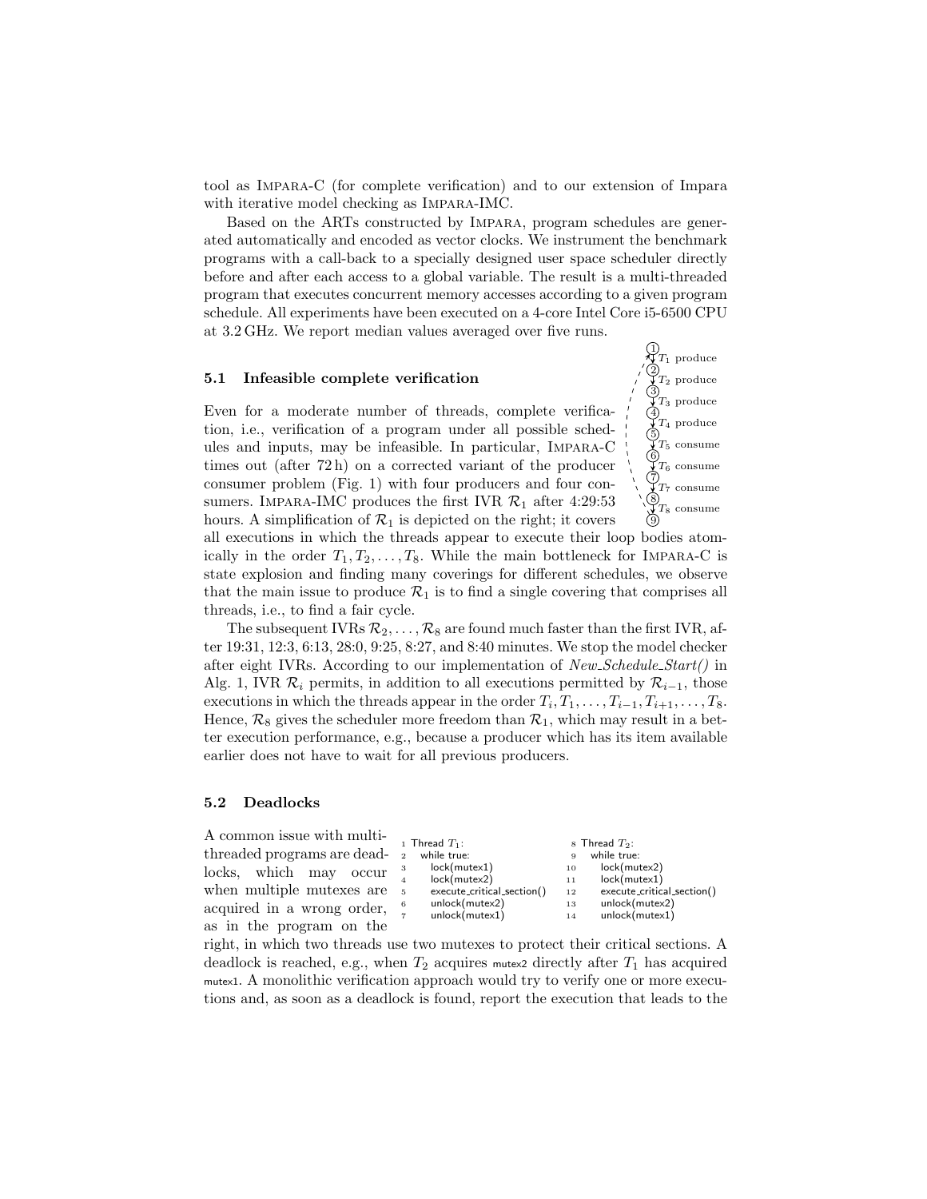tool as IMPARA-C (for complete verification) and to our extension of Impara with iterative model checking as IMPARA-IMC.

Based on the ARTs constructed by IMPARA, program schedules are generated automatically and encoded as vector clocks. We instrument the benchmark programs with a call-back to a specially designed user space scheduler directly before and after each access to a global variable. The result is a multi-threaded program that executes concurrent memory accesses according to a given program schedule. All experiments have been executed on a 4-core Intel Core i5-6500 CPU at 3.2 GHz. We report median values averaged over five runs.

### 5.1 Infeasible complete verification

Even for a moderate number of threads, complete verification, i.e., verification of a program under all possible schedules and inputs, may be infeasible. In particular, IMPARA-C times out (after 72 h) on a corrected variant of the producer consumer problem (Fig. 1) with four producers and four consumers. IMPARA-IMC produces the first IVR $\mathcal{R}_1$ after 4:29:53 hours. A simplification of $\mathcal{R}_1$ is depicted on the right; it covers all executions in which the threads appear to execute their loop bodies atomically in the order $T_1, T_2, \ldots, T_8$. While the main bottleneck for IMPARA-C is state explosion and finding many coverings for different schedules, we observe that the main issue to produce $\mathcal{R}_1$ is to find a single covering that comprises all threads, i.e., to find a fair cycle.

The subsequent IVRs $\mathcal{R}_2, \ldots, \mathcal{R}_8$ are found much faster than the first IVR, after 19:31, 12:3, 6:13, 28:0, 9:25, 8:27, and 8:40 minutes. We stop the model checker after eight IVRs. According to our implementation of *New_Schedule_Start()* in Alg. 1, IVR $\mathcal{R}_i$ permits, in addition to all executions permitted by $\mathcal{R}_{i-1}$, those executions in which the threads appear in the order $T_i, T_1, \ldots, T_{i-1}, T_{i+1}, \ldots, T_8$. Hence, $\mathcal{R}_8$ gives the scheduler more freedom than $\mathcal{R}_1$, which may result in a better execution performance, e.g., because a producer which has its item available earlier does not have to wait for all previous producers.

### 5.2 Deadlocks

A common issue with multi-threaded programs are deadlocks, which may occur when multiple mutexes are acquired in a wrong order, as in the program on the right, in which two threads use two mutexes to protect their critical sections. A deadlock is reached, e.g., when $T_2$ acquires mutex2 directly after $T_1$ has acquired mutex1. A monolithic verification approach would try to verify one or more executions and, as soon as a deadlock is found, report the execution that leads to the

```
1  Thread T1:                          8  Thread T2:
2    while true:                       9    while true:
3      lock(mutex1)                   10      lock(mutex2)
4      lock(mutex2)                   11      lock(mutex1)
5      execute_critical_section()     12      execute_critical_section()
6      unlock(mutex2)                 13      unlock(mutex2)
7      unlock(mutex1)                 14      unlock(mutex1)
```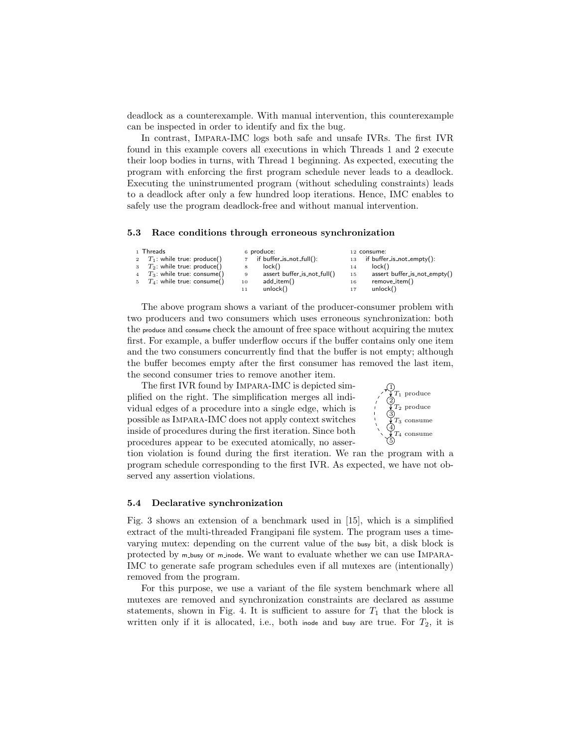deadlock as a counterexample. With manual intervention, this counterexample can be inspected in order to identify and fix the bug.

In contrast, Impara-IMC logs both safe and unsafe IVRs. The first IVR found in this example covers all executions in which Threads 1 and 2 execute their loop bodies in turns, with Thread 1 beginning. As expected, executing the program with enforcing the first program schedule never leads to a deadlock. Executing the uninstrumented program (without scheduling constraints) leads to a deadlock after only a few hundred loop iterations. Hence, IMC enables to safely use the program deadlock-free and without manual intervention.

### 5.3 Race conditions through erroneous synchronization

```
1  Threads                              6  produce:                          12 consume:
2    T1: while true: produce()          7    if buffer_is_not_full():        13   if buffer_is_not_empty():
3    T2: while true: produce()          8      lock()                        14     lock()
4    T3: while true: consume()          9      assert buffer_is_not_full()   15     assert buffer_is_not_empty()
5    T4: while true: consume()          10     add_item()                    16     remove_item()
                                        11     unlock()                      17     unlock()
```

The above program shows a variant of the producer-consumer problem with two producers and two consumers which uses erroneous synchronization: both the produce and consume check the amount of free space without acquiring the mutex first. For example, a buffer underflow occurs if the buffer contains only one item and the two consumers concurrently find that the buffer is not empty; although the buffer becomes empty after the first consumer has removed the last item, the second consumer tries to remove another item.

The first IVR found by Impara-IMC is depicted simplified on the right. The simplification merges all individual edges of a procedure into a single edge, which is possible as Impara-IMC does not apply context switches inside of procedures during the first iteration. Since both procedures appear to be executed atomically, no assertion violation is found during the first iteration. We ran the program with a program schedule corresponding to the first IVR. As expected, we have not observed any assertion violations.

(1) →[$T_1$ produce] (2) →[$T_2$ produce] (3) →[$T_3$ consume] (4) →[$T_4$ consume] (5) ⇢ (1)

### 5.4 Declarative synchronization

Fig. 3 shows an extension of a benchmark used in [15], which is a simplified extract of the multi-threaded Frangipani file system. The program uses a time-varying mutex: depending on the current value of the busy bit, a disk block is protected by m_busy or m_inode. We want to evaluate whether we can use Impara-IMC to generate safe program schedules even if all mutexes are (intentionally) removed from the program.

For this purpose, we use a variant of the file system benchmark where all mutexes are removed and synchronization constraints are declared as assume statements, shown in Fig. 4. It is sufficient to assure for $T_1$ that the block is written only if it is allocated, i.e., both inode and busy are true. For $T_2$, it is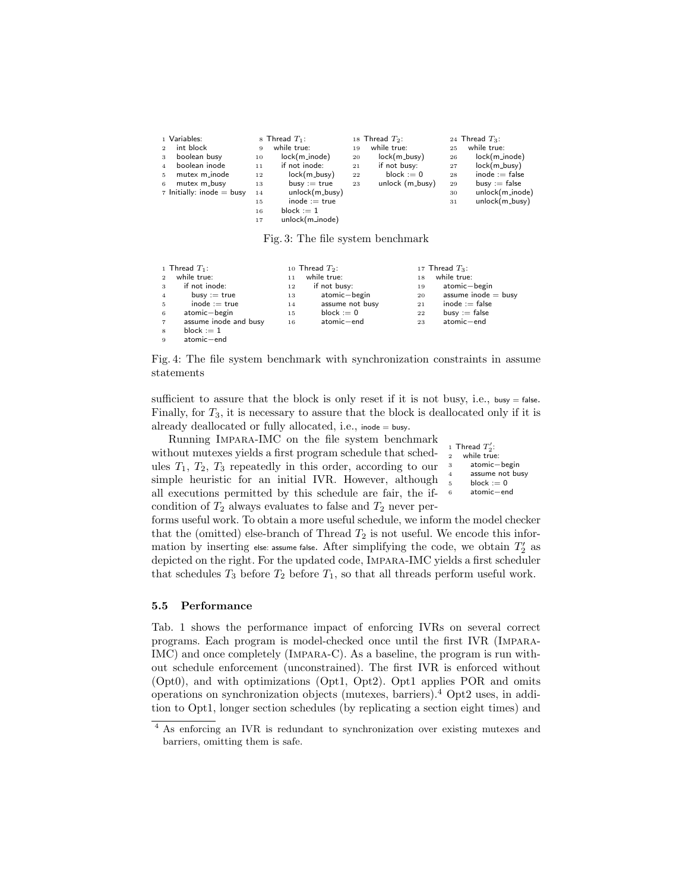```
1 Variables:
2   int block
3   boolean busy
4   boolean inode
5   mutex m_inode
6   mutex m_busy
7 Initially: inode = busy
```

```
8  Thread T1:
9    while true:
10     lock(m_inode)
11     if not inode:
12       lock(m_busy)
13       busy := true
14       unlock(m_busy)
15       inode := true
16     block := 1
17     unlock(m_inode)
```

```
18 Thread T2:
19   while true:
20     lock(m_busy)
21     if not busy:
22       block := 0
23     unlock (m_busy)
```

```
24 Thread T3:
25   while true:
26     lock(m_inode)
27     lock(m_busy)
28     inode := false
29     busy := false
30     unlock(m_inode)
31     unlock(m_busy)
```

Fig. 3: The file system benchmark

```
1 Thread T1:
2   while true:
3     if not inode:
4       busy := true
5       inode := true
6     atomic−begin
7     assume inode and busy
8     block := 1
9     atomic−end
```

```
10 Thread T2:
11   while true:
12     if not busy:
13       atomic−begin
14       assume not busy
15       block := 0
16       atomic−end
```

```
17 Thread T3:
18   while true:
19     atomic−begin
20     assume inode = busy
21     inode := false
22     busy := false
23     atomic−end
```

Fig. 4: The file system benchmark with synchronization constraints in assume statements

sufficient to assure that the block is only reset if it is not busy, i.e., busy = false. Finally, for $T_3$, it is necessary to assure that the block is deallocated only if it is already deallocated or fully allocated, i.e., inode = busy.

Running Impara-IMC on the file system benchmark without mutexes yields a first program schedule that schedules $T_1$, $T_2$, $T_3$ repeatedly in this order, according to our simple heuristic for an initial IVR. However, although all executions permitted by this schedule are fair, the if-condition of $T_2$ always evaluates to false and $T_2$ never performs useful work. To obtain a more useful schedule, we inform the model checker that the (omitted) else-branch of Thread $T_2$ is not useful. We encode this information by inserting else: assume false. After simplifying the code, we obtain $T_2'$ as depicted on the right. For the updated code, Impara-IMC yields a first scheduler that schedules $T_3$ before $T_2$ before $T_1$, so that all threads perform useful work.

```
1 Thread T2':
2   while true:
3     atomic−begin
4     assume not busy
5     block := 0
6     atomic−end
```

### 5.5 Performance

Tab. 1 shows the performance impact of enforcing IVRs on several correct programs. Each program is model-checked once until the first IVR (Impara-IMC) and once completely (Impara-C). As a baseline, the program is run without schedule enforcement (unconstrained). The first IVR is enforced without (Opt0), and with optimizations (Opt1, Opt2). Opt1 applies POR and omits operations on synchronization objects (mutexes, barriers).[4] Opt2 uses, in addition to Opt1, longer section schedules (by replicating a section eight times) and

[4] As enforcing an IVR is redundant to synchronization over existing mutexes and barriers, omitting them is safe.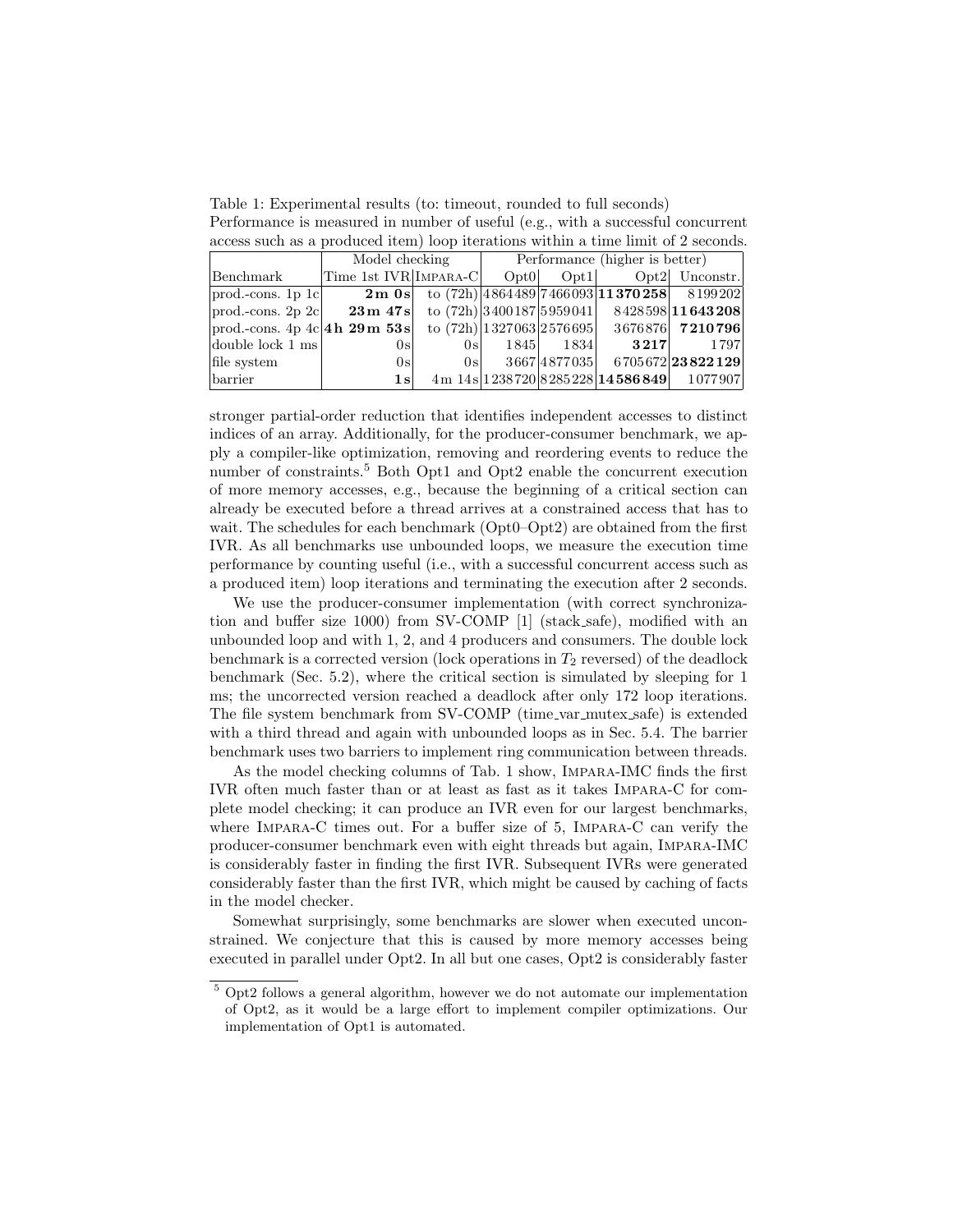Table 1: Experimental results (to: timeout, rounded to full seconds)
Performance is measured in number of useful (e.g., with a successful concurrent access such as a produced item) loop iterations within a time limit of 2 seconds.

| | Model checking | | Performance (higher is better) | | | |
|---|---|---|---|---|---|---|
| Benchmark | Time 1st IVR | Impara-C | Opt0 | Opt1 | Opt2 | Unconstr. |
| prod.-cons. 1p 1c | **2 m 0 s** | to (72h) | 4864489 | 7466093 | **11370258** | 8199202 |
| prod.-cons. 2p 2c | **23 m 47 s** | to (72h) | 3400187 | 5959041 | 8428598 | **11643208** |
| prod.-cons. 4p 4c | **4 h 29 m 53 s** | to (72h) | 1327063 | 2576695 | 3676876 | **7210796** |
| double lock 1 ms | 0s | 0s | 1845 | 1834 | **3217** | 1797 |
| file system | 0s | 0s | 3667 | 4877035 | 6705672 | **23822129** |
| barrier | **1 s** | 4m 14s | 1238720 | 8285228 | **14586849** | 1077907 |

stronger partial-order reduction that identifies independent accesses to distinct indices of an array. Additionally, for the producer-consumer benchmark, we apply a compiler-like optimization, removing and reordering events to reduce the number of constraints.[5] Both Opt1 and Opt2 enable the concurrent execution of more memory accesses, e.g., because the beginning of a critical section can already be executed before a thread arrives at a constrained access that has to wait. The schedules for each benchmark (Opt0–Opt2) are obtained from the first IVR. As all benchmarks use unbounded loops, we measure the execution time performance by counting useful (i.e., with a successful concurrent access such as a produced item) loop iterations and terminating the execution after 2 seconds.

We use the producer-consumer implementation (with correct synchronization and buffer size 1000) from SV-COMP [1] (stack_safe), modified with an unbounded loop and with 1, 2, and 4 producers and consumers. The double lock benchmark is a corrected version (lock operations in $T_2$ reversed) of the deadlock benchmark (Sec. 5.2), where the critical section is simulated by sleeping for 1 ms; the uncorrected version reached a deadlock after only 172 loop iterations. The file system benchmark from SV-COMP (time_var_mutex_safe) is extended with a third thread and again with unbounded loops as in Sec. 5.4. The barrier benchmark uses two barriers to implement ring communication between threads.

As the model checking columns of Tab. 1 show, Impara-IMC finds the first IVR often much faster than or at least as fast as it takes Impara-C for complete model checking; it can produce an IVR even for our largest benchmarks, where Impara-C times out. For a buffer size of 5, Impara-C can verify the producer-consumer benchmark even with eight threads but again, Impara-IMC is considerably faster in finding the first IVR. Subsequent IVRs were generated considerably faster than the first IVR, which might be caused by caching of facts in the model checker.

Somewhat surprisingly, some benchmarks are slower when executed unconstrained. We conjecture that this is caused by more memory accesses being executed in parallel under Opt2. In all but one cases, Opt2 is considerably faster

[5] Opt2 follows a general algorithm, however we do not automate our implementation of Opt2, as it would be a large effort to implement compiler optimizations. Our implementation of Opt1 is automated.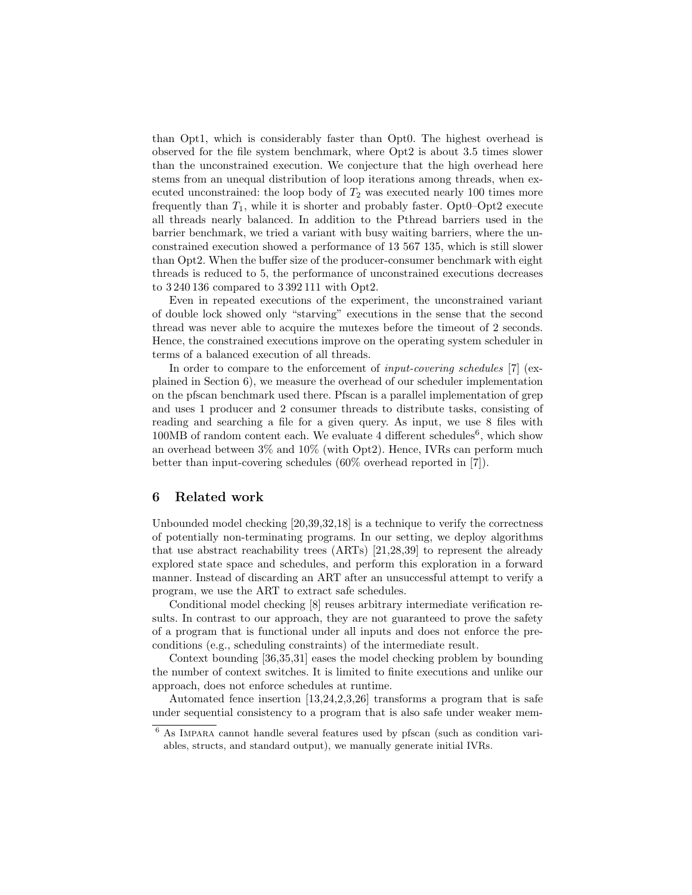than Opt1, which is considerably faster than Opt0. The highest overhead is observed for the file system benchmark, where Opt2 is about 3.5 times slower than the unconstrained execution. We conjecture that the high overhead here stems from an unequal distribution of loop iterations among threads, when executed unconstrained: the loop body of $T_2$ was executed nearly 100 times more frequently than $T_1$, while it is shorter and probably faster. Opt0–Opt2 execute all threads nearly balanced. In addition to the Pthread barriers used in the barrier benchmark, we tried a variant with busy waiting barriers, where the unconstrained execution showed a performance of 13 567 135, which is still slower than Opt2. When the buffer size of the producer-consumer benchmark with eight threads is reduced to 5, the performance of unconstrained executions decreases to 3 240 136 compared to 3 392 111 with Opt2.

Even in repeated executions of the experiment, the unconstrained variant of double lock showed only "starving" executions in the sense that the second thread was never able to acquire the mutexes before the timeout of 2 seconds. Hence, the constrained executions improve on the operating system scheduler in terms of a balanced execution of all threads.

In order to compare to the enforcement of *input-covering schedules* [7] (explained in Section 6), we measure the overhead of our scheduler implementation on the pfscan benchmark used there. Pfscan is a parallel implementation of grep and uses 1 producer and 2 consumer threads to distribute tasks, consisting of reading and searching a file for a given query. As input, we use 8 files with 100MB of random content each. We evaluate 4 different schedules[6], which show an overhead between 3% and 10% (with Opt2). Hence, IVRs can perform much better than input-covering schedules (60% overhead reported in [7]).

## 6 Related work

Unbounded model checking [20,39,32,18] is a technique to verify the correctness of potentially non-terminating programs. In our setting, we deploy algorithms that use abstract reachability trees (ARTs) [21,28,39] to represent the already explored state space and schedules, and perform this exploration in a forward manner. Instead of discarding an ART after an unsuccessful attempt to verify a program, we use the ART to extract safe schedules.

Conditional model checking [8] reuses arbitrary intermediate verification results. In contrast to our approach, they are not guaranteed to prove the safety of a program that is functional under all inputs and does not enforce the preconditions (e.g., scheduling constraints) of the intermediate result.

Context bounding [36,35,31] eases the model checking problem by bounding the number of context switches. It is limited to finite executions and unlike our approach, does not enforce schedules at runtime.

Automated fence insertion [13,24,2,3,26] transforms a program that is safe under sequential consistency to a program that is also safe under weaker mem-

[6] As Impara cannot handle several features used by pfscan (such as condition variables, structs, and standard output), we manually generate initial IVRs.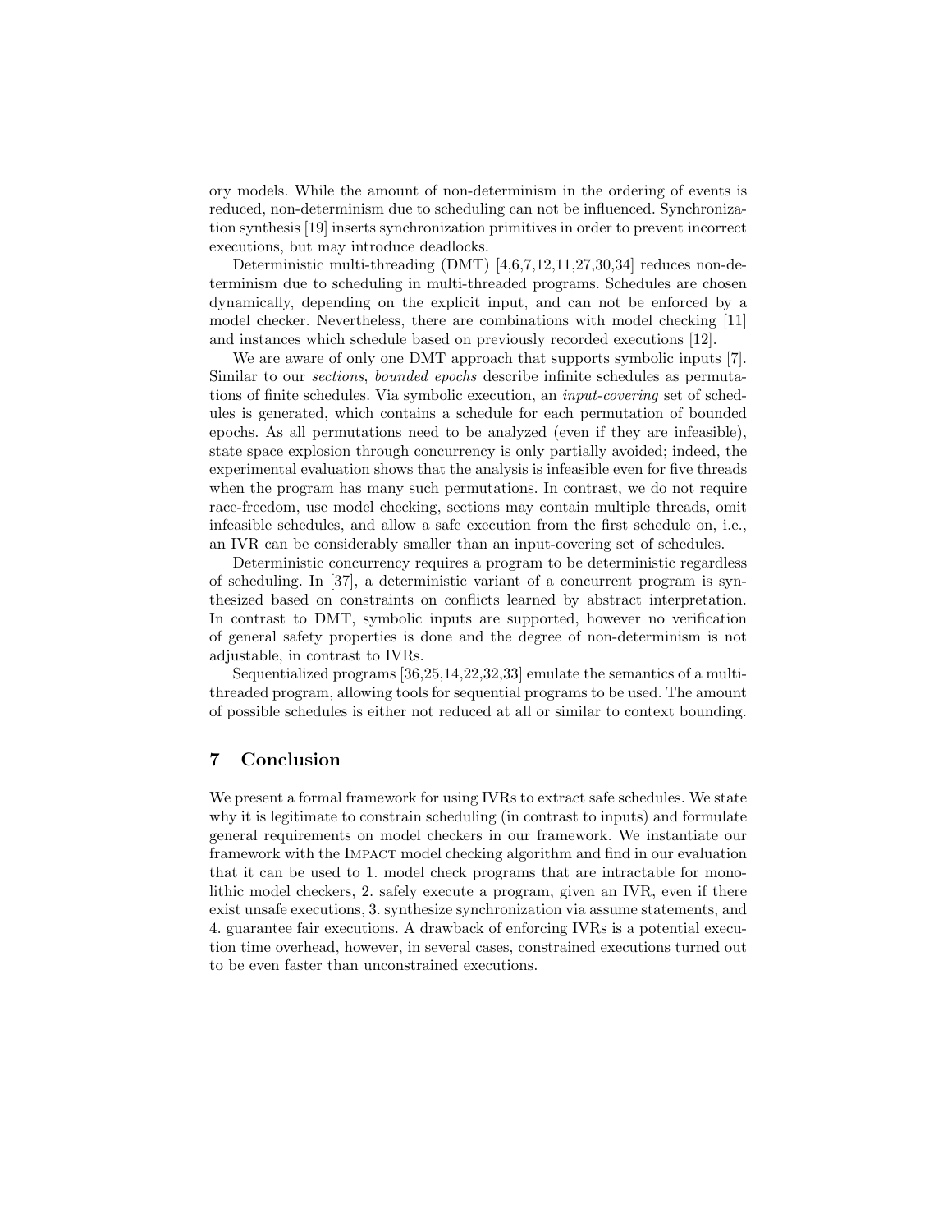ory models. While the amount of non-determinism in the ordering of events is reduced, non-determinism due to scheduling can not be influenced. Synchronization synthesis [19] inserts synchronization primitives in order to prevent incorrect executions, but may introduce deadlocks.

Deterministic multi-threading (DMT) [4,6,7,12,11,27,30,34] reduces non-determinism due to scheduling in multi-threaded programs. Schedules are chosen dynamically, depending on the explicit input, and can not be enforced by a model checker. Nevertheless, there are combinations with model checking [11] and instances which schedule based on previously recorded executions [12].

We are aware of only one DMT approach that supports symbolic inputs [7]. Similar to our *sections*, *bounded epochs* describe infinite schedules as permutations of finite schedules. Via symbolic execution, an *input-covering* set of schedules is generated, which contains a schedule for each permutation of bounded epochs. As all permutations need to be analyzed (even if they are infeasible), state space explosion through concurrency is only partially avoided; indeed, the experimental evaluation shows that the analysis is infeasible even for five threads when the program has many such permutations. In contrast, we do not require race-freedom, use model checking, sections may contain multiple threads, omit infeasible schedules, and allow a safe execution from the first schedule on, i.e., an IVR can be considerably smaller than an input-covering set of schedules.

Deterministic concurrency requires a program to be deterministic regardless of scheduling. In [37], a deterministic variant of a concurrent program is synthesized based on constraints on conflicts learned by abstract interpretation. In contrast to DMT, symbolic inputs are supported, however no verification of general safety properties is done and the degree of non-determinism is not adjustable, in contrast to IVRs.

Sequentialized programs [36,25,14,22,32,33] emulate the semantics of a multi-threaded program, allowing tools for sequential programs to be used. The amount of possible schedules is either not reduced at all or similar to context bounding.

## 7 Conclusion

We present a formal framework for using IVRs to extract safe schedules. We state why it is legitimate to constrain scheduling (in contrast to inputs) and formulate general requirements on model checkers in our framework. We instantiate our framework with the Impact model checking algorithm and find in our evaluation that it can be used to 1. model check programs that are intractable for monolithic model checkers, 2. safely execute a program, given an IVR, even if there exist unsafe executions, 3. synthesize synchronization via assume statements, and 4. guarantee fair executions. A drawback of enforcing IVRs is a potential execution time overhead, however, in several cases, constrained executions turned out to be even faster than unconstrained executions.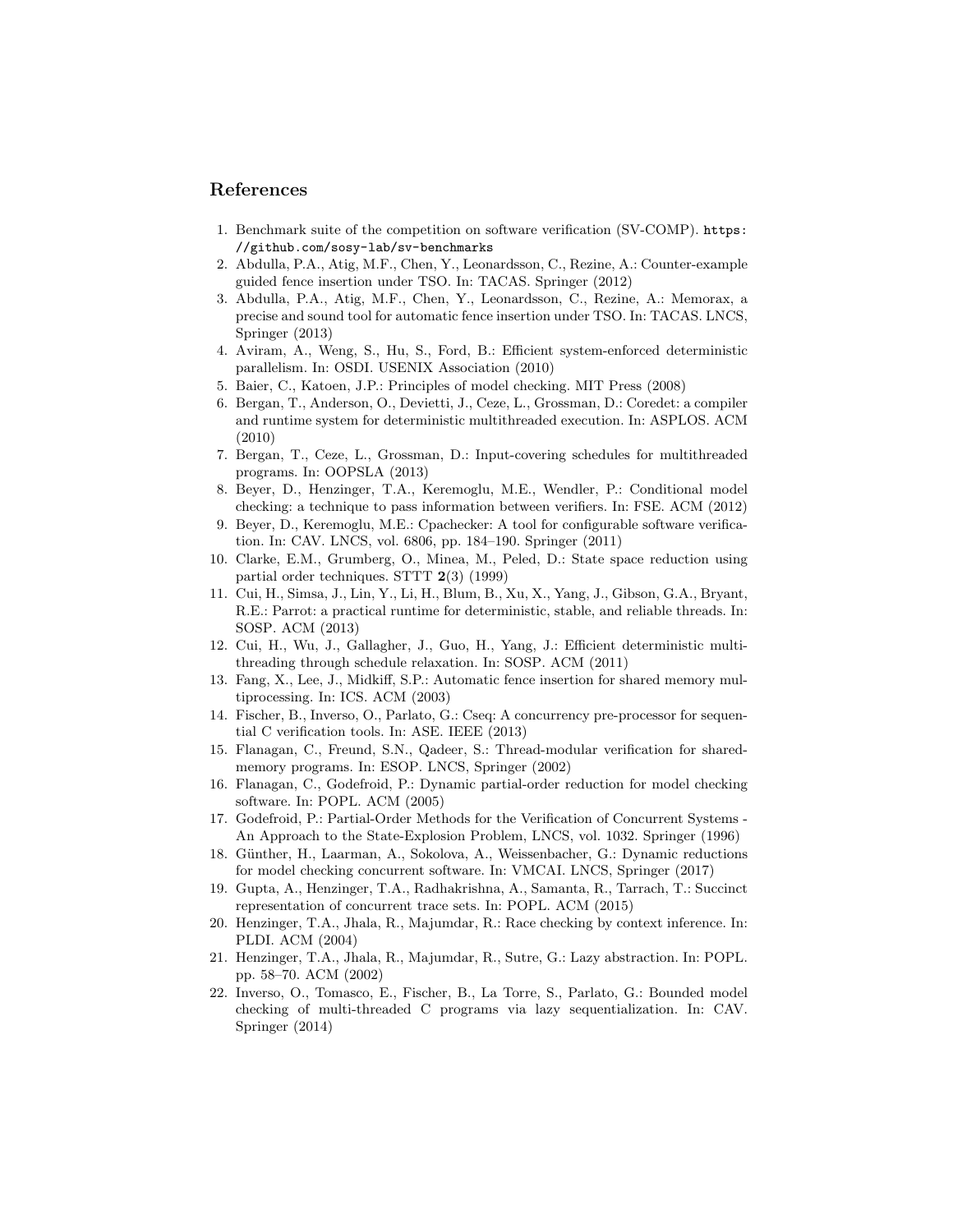## References

1. Benchmark suite of the competition on software verification (SV-COMP). https://github.com/sosy-lab/sv-benchmarks
2. Abdulla, P.A., Atig, M.F., Chen, Y., Leonardsson, C., Rezine, A.: Counter-example guided fence insertion under TSO. In: TACAS. Springer (2012)
3. Abdulla, P.A., Atig, M.F., Chen, Y., Leonardsson, C., Rezine, A.: Memorax, a precise and sound tool for automatic fence insertion under TSO. In: TACAS. LNCS, Springer (2013)
4. Aviram, A., Weng, S., Hu, S., Ford, B.: Efficient system-enforced deterministic parallelism. In: OSDI. USENIX Association (2010)
5. Baier, C., Katoen, J.P.: Principles of model checking. MIT Press (2008)
6. Bergan, T., Anderson, O., Devietti, J., Ceze, L., Grossman, D.: Coredet: a compiler and runtime system for deterministic multithreaded execution. In: ASPLOS. ACM (2010)
7. Bergan, T., Ceze, L., Grossman, D.: Input-covering schedules for multithreaded programs. In: OOPSLA (2013)
8. Beyer, D., Henzinger, T.A., Keremoglu, M.E., Wendler, P.: Conditional model checking: a technique to pass information between verifiers. In: FSE. ACM (2012)
9. Beyer, D., Keremoglu, M.E.: Cpachecker: A tool for configurable software verification. In: CAV. LNCS, vol. 6806, pp. 184–190. Springer (2011)
10. Clarke, E.M., Grumberg, O., Minea, M., Peled, D.: State space reduction using partial order techniques. STTT **2**(3) (1999)
11. Cui, H., Simsa, J., Lin, Y., Li, H., Blum, B., Xu, X., Yang, J., Gibson, G.A., Bryant, R.E.: Parrot: a practical runtime for deterministic, stable, and reliable threads. In: SOSP. ACM (2013)
12. Cui, H., Wu, J., Gallagher, J., Guo, H., Yang, J.: Efficient deterministic multithreading through schedule relaxation. In: SOSP. ACM (2011)
13. Fang, X., Lee, J., Midkiff, S.P.: Automatic fence insertion for shared memory multiprocessing. In: ICS. ACM (2003)
14. Fischer, B., Inverso, O., Parlato, G.: Cseq: A concurrency pre-processor for sequential C verification tools. In: ASE. IEEE (2013)
15. Flanagan, C., Freund, S.N., Qadeer, S.: Thread-modular verification for shared-memory programs. In: ESOP. LNCS, Springer (2002)
16. Flanagan, C., Godefroid, P.: Dynamic partial-order reduction for model checking software. In: POPL. ACM (2005)
17. Godefroid, P.: Partial-Order Methods for the Verification of Concurrent Systems - An Approach to the State-Explosion Problem, LNCS, vol. 1032. Springer (1996)
18. Günther, H., Laarman, A., Sokolova, A., Weissenbacher, G.: Dynamic reductions for model checking concurrent software. In: VMCAI. LNCS, Springer (2017)
19. Gupta, A., Henzinger, T.A., Radhakrishna, A., Samanta, R., Tarrach, T.: Succinct representation of concurrent trace sets. In: POPL. ACM (2015)
20. Henzinger, T.A., Jhala, R., Majumdar, R.: Race checking by context inference. In: PLDI. ACM (2004)
21. Henzinger, T.A., Jhala, R., Majumdar, R., Sutre, G.: Lazy abstraction. In: POPL. pp. 58–70. ACM (2002)
22. Inverso, O., Tomasco, E., Fischer, B., La Torre, S., Parlato, G.: Bounded model checking of multi-threaded C programs via lazy sequentialization. In: CAV. Springer (2014)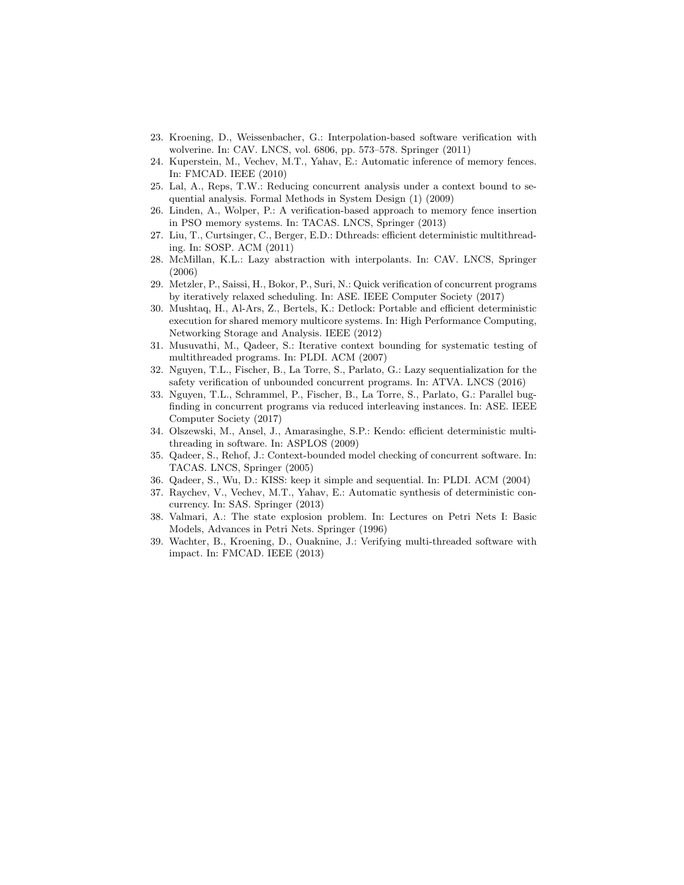23. Kroening, D., Weissenbacher, G.: Interpolation-based software verification with wolverine. In: CAV. LNCS, vol. 6806, pp. 573–578. Springer (2011)
24. Kuperstein, M., Vechev, M.T., Yahav, E.: Automatic inference of memory fences. In: FMCAD. IEEE (2010)
25. Lal, A., Reps, T.W.: Reducing concurrent analysis under a context bound to sequential analysis. Formal Methods in System Design (1) (2009)
26. Linden, A., Wolper, P.: A verification-based approach to memory fence insertion in PSO memory systems. In: TACAS. LNCS, Springer (2013)
27. Liu, T., Curtsinger, C., Berger, E.D.: Dthreads: efficient deterministic multithreading. In: SOSP. ACM (2011)
28. McMillan, K.L.: Lazy abstraction with interpolants. In: CAV. LNCS, Springer (2006)
29. Metzler, P., Saissi, H., Bokor, P., Suri, N.: Quick verification of concurrent programs by iteratively relaxed scheduling. In: ASE. IEEE Computer Society (2017)
30. Mushtaq, H., Al-Ars, Z., Bertels, K.: Detlock: Portable and efficient deterministic execution for shared memory multicore systems. In: High Performance Computing, Networking Storage and Analysis. IEEE (2012)
31. Musuvathi, M., Qadeer, S.: Iterative context bounding for systematic testing of multithreaded programs. In: PLDI. ACM (2007)
32. Nguyen, T.L., Fischer, B., La Torre, S., Parlato, G.: Lazy sequentialization for the safety verification of unbounded concurrent programs. In: ATVA. LNCS (2016)
33. Nguyen, T.L., Schrammel, P., Fischer, B., La Torre, S., Parlato, G.: Parallel bug-finding in concurrent programs via reduced interleaving instances. In: ASE. IEEE Computer Society (2017)
34. Olszewski, M., Ansel, J., Amarasinghe, S.P.: Kendo: efficient deterministic multithreading in software. In: ASPLOS (2009)
35. Qadeer, S., Rehof, J.: Context-bounded model checking of concurrent software. In: TACAS. LNCS, Springer (2005)
36. Qadeer, S., Wu, D.: KISS: keep it simple and sequential. In: PLDI. ACM (2004)
37. Raychev, V., Vechev, M.T., Yahav, E.: Automatic synthesis of deterministic concurrency. In: SAS. Springer (2013)
38. Valmari, A.: The state explosion problem. In: Lectures on Petri Nets I: Basic Models, Advances in Petri Nets. Springer (1996)
39. Wachter, B., Kroening, D., Ouaknine, J.: Verifying multi-threaded software with impact. In: FMCAD. IEEE (2013)